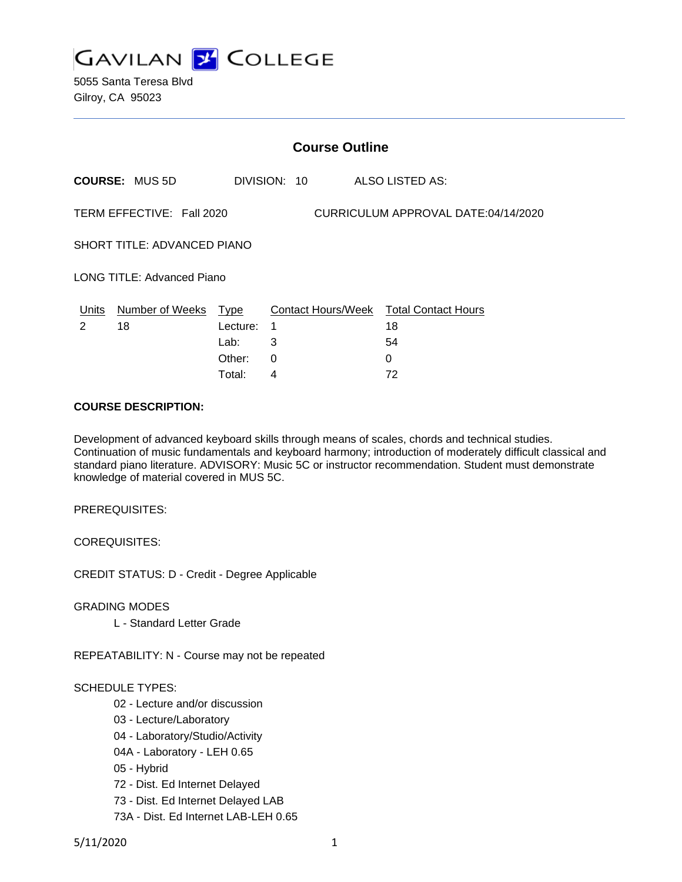# GAVILAN COLLEGE

5055 Santa Teresa Blvd
Gilroy, CA 95023

## Course Outline

**COURSE:** MUS 5D DIVISION: 10 ALSO LISTED AS:

TERM EFFECTIVE: Fall 2020 CURRICULUM APPROVAL DATE:04/14/2020

SHORT TITLE: ADVANCED PIANO

LONG TITLE: Advanced Piano

| Units | Number of Weeks | Type | Contact Hours/Week | Total Contact Hours |
|---|---|---|---|---|
| 2 | 18 | Lecture: | 1 | 18 |
| | | Lab: | 3 | 54 |
| | | Other: | 0 | 0 |
| | | Total: | 4 | 72 |

**COURSE DESCRIPTION:**

Development of advanced keyboard skills through means of scales, chords and technical studies. Continuation of music fundamentals and keyboard harmony; introduction of moderately difficult classical and standard piano literature. ADVISORY: Music 5C or instructor recommendation. Student must demonstrate knowledge of material covered in MUS 5C.

PREREQUISITES:

COREQUISITES:

CREDIT STATUS: D - Credit - Degree Applicable

GRADING MODES

- L - Standard Letter Grade

REPEATABILITY: N - Course may not be repeated

SCHEDULE TYPES:

- 02 - Lecture and/or discussion
- 03 - Lecture/Laboratory
- 04 - Laboratory/Studio/Activity
- 04A - Laboratory - LEH 0.65
- 05 - Hybrid
- 72 - Dist. Ed Internet Delayed
- 73 - Dist. Ed Internet Delayed LAB
- 73A - Dist. Ed Internet LAB-LEH 0.65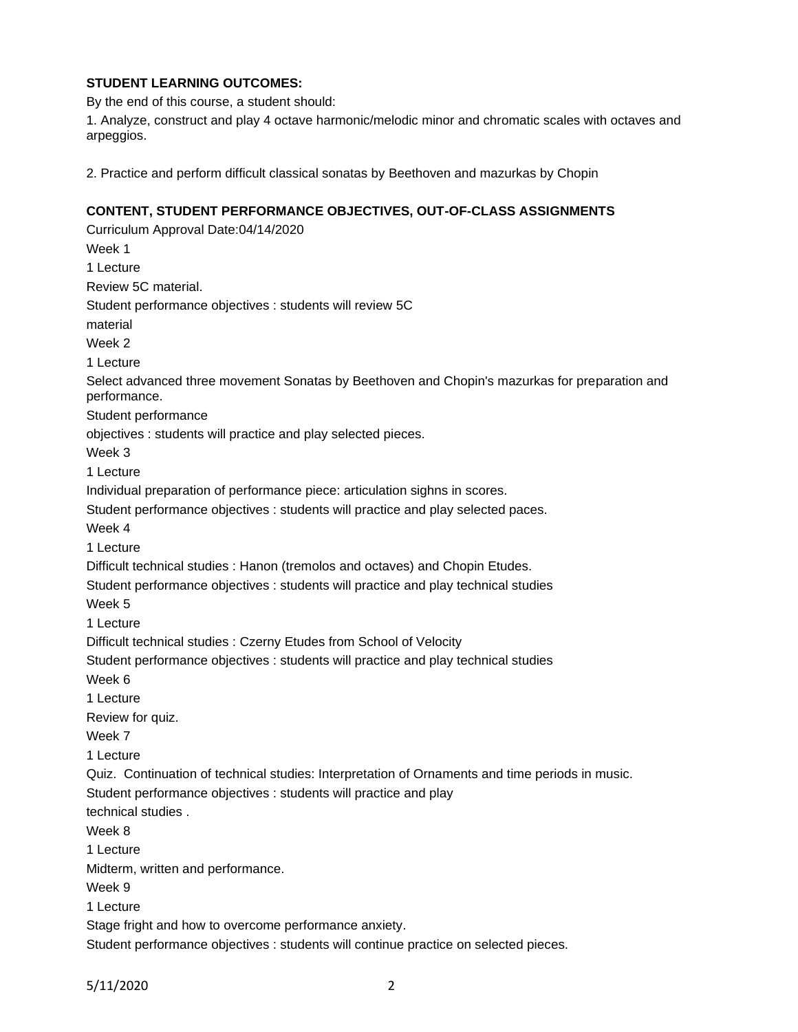**STUDENT LEARNING OUTCOMES:**

By the end of this course, a student should:

1. Analyze, construct and play 4 octave harmonic/melodic minor and chromatic scales with octaves and arpeggios.

2. Practice and perform difficult classical sonatas by Beethoven and mazurkas by Chopin

**CONTENT, STUDENT PERFORMANCE OBJECTIVES, OUT-OF-CLASS ASSIGNMENTS**

Curriculum Approval Date:04/14/2020

Week 1

1 Lecture

Review 5C material.

Student performance objectives : students will review 5C material

Week 2

1 Lecture

Select advanced three movement Sonatas by Beethoven and Chopin's mazurkas for preparation and performance.

Student performance objectives : students will practice and play selected pieces.

Week 3

1 Lecture

Individual preparation of performance piece: articulation sighns in scores.

Student performance objectives : students will practice and play selected paces.

Week 4

1 Lecture

Difficult technical studies : Hanon (tremolos and octaves) and Chopin Etudes.

Student performance objectives : students will practice and play technical studies

Week 5

1 Lecture

Difficult technical studies : Czerny Etudes from School of Velocity

Student performance objectives : students will practice and play technical studies

Week 6

1 Lecture

Review for quiz.

Week 7

1 Lecture

Quiz. Continuation of technical studies: Interpretation of Ornaments and time periods in music.

Student performance objectives : students will practice and play technical studies .

Week 8

1 Lecture

Midterm, written and performance.

Week 9

1 Lecture

Stage fright and how to overcome performance anxiety.

Student performance objectives : students will continue practice on selected pieces.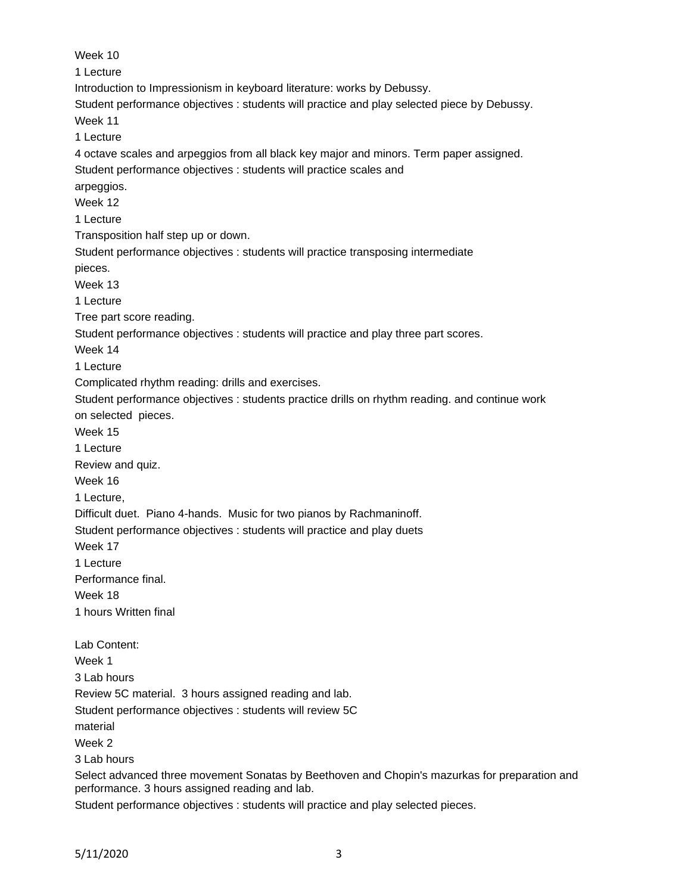Week 10

1 Lecture

Introduction to Impressionism in keyboard literature: works by Debussy.

Student performance objectives : students will practice and play selected piece by Debussy.

Week 11

1 Lecture

4 octave scales and arpeggios from all black key major and minors. Term paper assigned.

Student performance objectives : students will practice scales and arpeggios.

Week 12

1 Lecture

Transposition half step up or down.

Student performance objectives : students will practice transposing intermediate pieces.

Week 13

1 Lecture

Tree part score reading.

Student performance objectives : students will practice and play three part scores.

Week 14

1 Lecture

Complicated rhythm reading: drills and exercises.

Student performance objectives : students practice drills on rhythm reading. and continue work on selected pieces.

Week 15

1 Lecture

Review and quiz.

Week 16

1 Lecture,

Difficult duet. Piano 4-hands. Music for two pianos by Rachmaninoff.

Student performance objectives : students will practice and play duets

Week 17

1 Lecture

Performance final.

Week 18

1 hours Written final

Lab Content:

Week 1

3 Lab hours

Review 5C material. 3 hours assigned reading and lab.

Student performance objectives : students will review 5C material

Week 2

3 Lab hours

Select advanced three movement Sonatas by Beethoven and Chopin's mazurkas for preparation and performance. 3 hours assigned reading and lab.

Student performance objectives : students will practice and play selected pieces.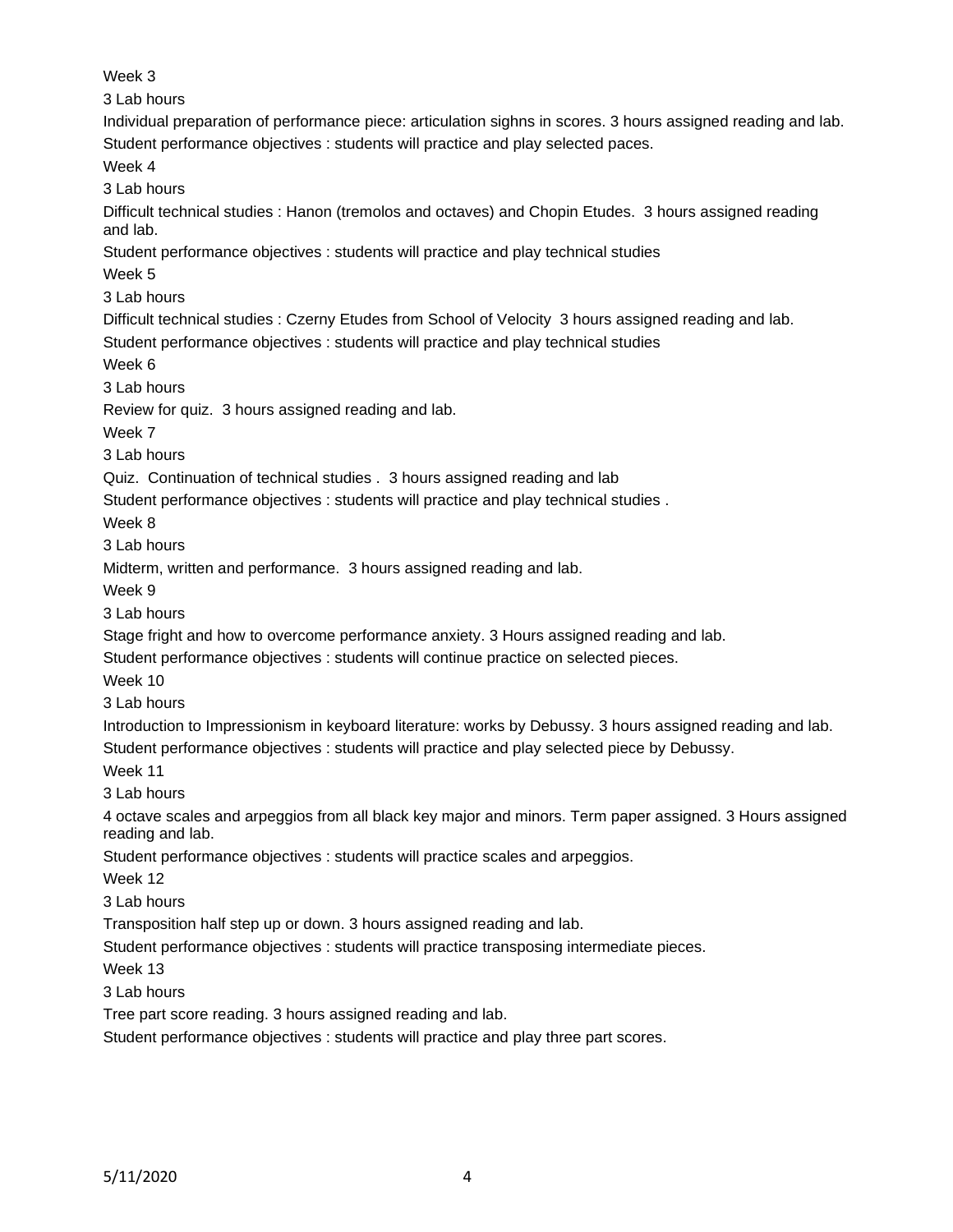Week 3

3 Lab hours

Individual preparation of performance piece: articulation sighns in scores. 3 hours assigned reading and lab.

Student performance objectives : students will practice and play selected paces.

Week 4

3 Lab hours

Difficult technical studies : Hanon (tremolos and octaves) and Chopin Etudes. 3 hours assigned reading and lab.

Student performance objectives : students will practice and play technical studies

Week 5

3 Lab hours

Difficult technical studies : Czerny Etudes from School of Velocity 3 hours assigned reading and lab.

Student performance objectives : students will practice and play technical studies

Week 6

3 Lab hours

Review for quiz. 3 hours assigned reading and lab.

Week 7

3 Lab hours

Quiz. Continuation of technical studies . 3 hours assigned reading and lab

Student performance objectives : students will practice and play technical studies .

Week 8

3 Lab hours

Midterm, written and performance. 3 hours assigned reading and lab.

Week 9

3 Lab hours

Stage fright and how to overcome performance anxiety. 3 Hours assigned reading and lab.

Student performance objectives : students will continue practice on selected pieces.

Week 10

3 Lab hours

Introduction to Impressionism in keyboard literature: works by Debussy. 3 hours assigned reading and lab.

Student performance objectives : students will practice and play selected piece by Debussy.

Week 11

3 Lab hours

4 octave scales and arpeggios from all black key major and minors. Term paper assigned. 3 Hours assigned reading and lab.

Student performance objectives : students will practice scales and arpeggios.

Week 12

3 Lab hours

Transposition half step up or down. 3 hours assigned reading and lab.

Student performance objectives : students will practice transposing intermediate pieces.

Week 13

3 Lab hours

Tree part score reading. 3 hours assigned reading and lab.

Student performance objectives : students will practice and play three part scores.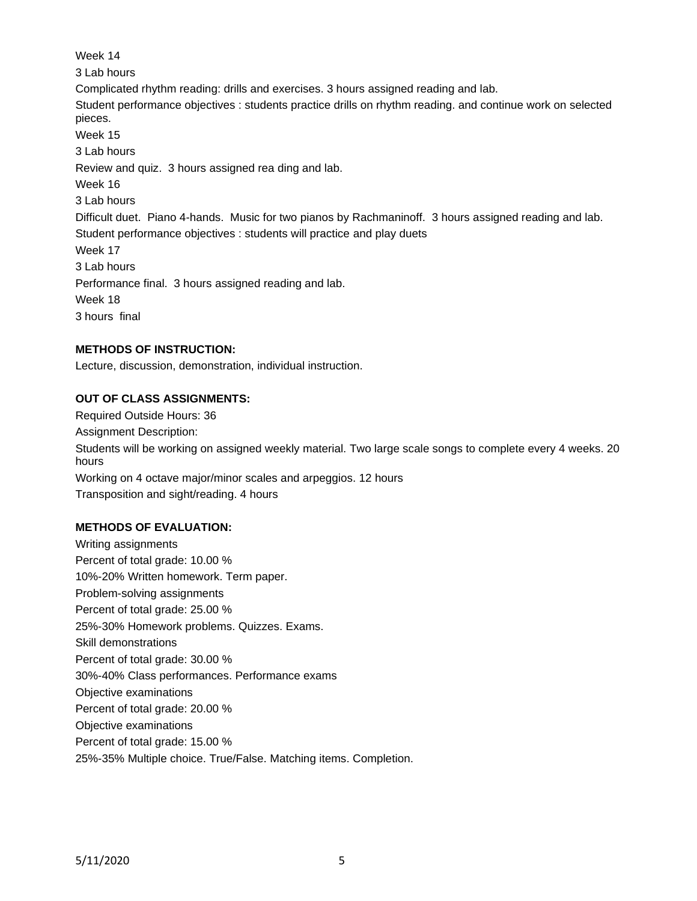Week 14

3 Lab hours

Complicated rhythm reading: drills and exercises. 3 hours assigned reading and lab.

Student performance objectives : students practice drills on rhythm reading. and continue work on selected pieces.

Week 15

3 Lab hours

Review and quiz. 3 hours assigned rea ding and lab.

Week 16

3 Lab hours

Difficult duet. Piano 4-hands. Music for two pianos by Rachmaninoff. 3 hours assigned reading and lab.

Student performance objectives : students will practice and play duets

Week 17

3 Lab hours

Performance final. 3 hours assigned reading and lab.

Week 18

3 hours final

**METHODS OF INSTRUCTION:**

Lecture, discussion, demonstration, individual instruction.

**OUT OF CLASS ASSIGNMENTS:**

Required Outside Hours: 36

Assignment Description:

Students will be working on assigned weekly material. Two large scale songs to complete every 4 weeks. 20 hours

Working on 4 octave major/minor scales and arpeggios. 12 hours

Transposition and sight/reading. 4 hours

**METHODS OF EVALUATION:**

Writing assignments

Percent of total grade: 10.00 %

10%-20% Written homework. Term paper.

Problem-solving assignments

Percent of total grade: 25.00 %

25%-30% Homework problems. Quizzes. Exams.

Skill demonstrations

Percent of total grade: 30.00 %

30%-40% Class performances. Performance exams

Objective examinations

Percent of total grade: 20.00 %

Objective examinations

Percent of total grade: 15.00 %

25%-35% Multiple choice. True/False. Matching items. Completion.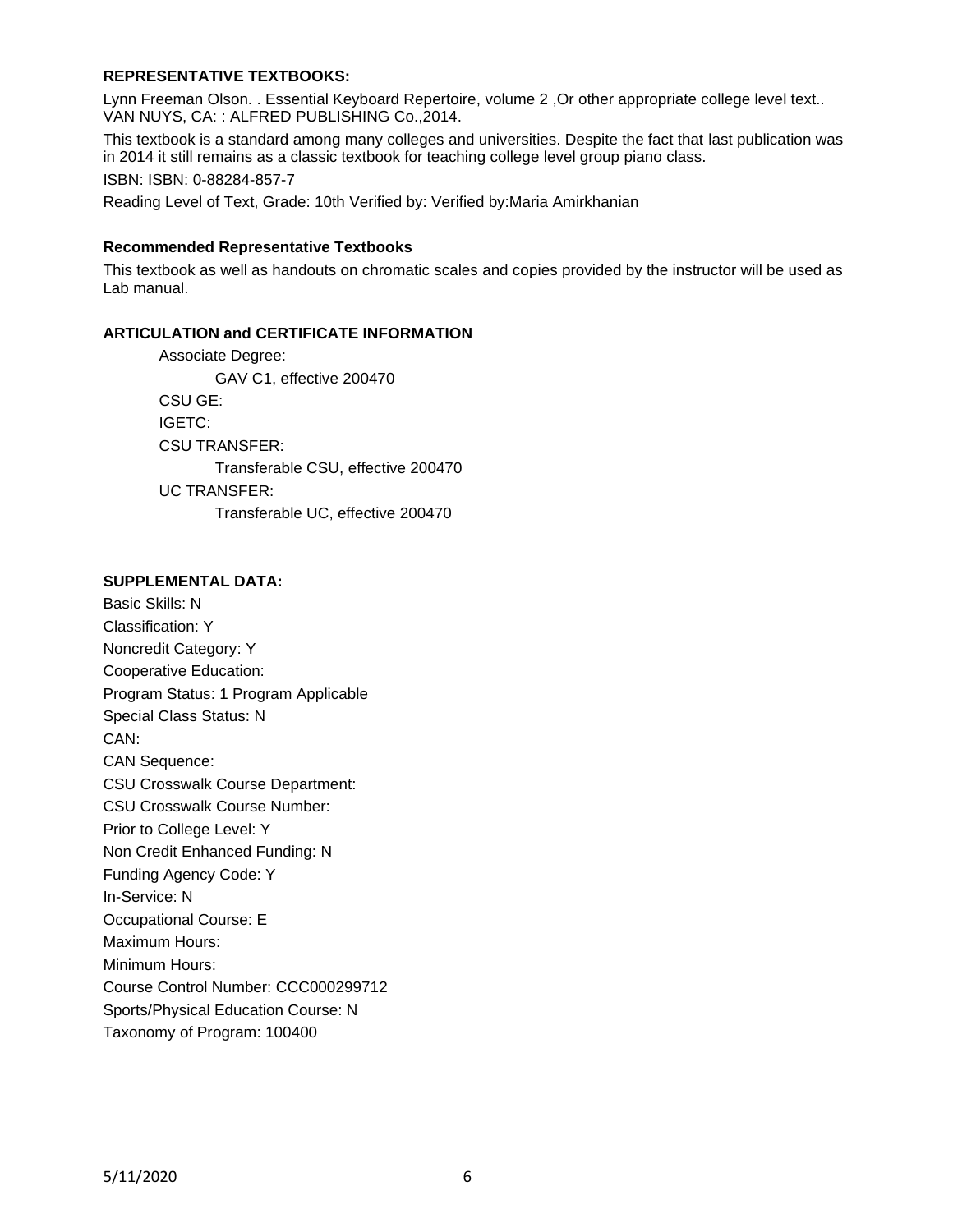**REPRESENTATIVE TEXTBOOKS:**

Lynn Freeman Olson. . Essential Keyboard Repertoire, volume 2 ,Or other appropriate college level text.. VAN NUYS, CA: : ALFRED PUBLISHING Co.,2014.

This textbook is a standard among many colleges and universities. Despite the fact that last publication was in 2014 it still remains as a classic textbook for teaching college level group piano class.

ISBN: ISBN: 0-88284-857-7

Reading Level of Text, Grade: 10th Verified by: Verified by:Maria Amirkhanian

**Recommended Representative Textbooks**

This textbook as well as handouts on chromatic scales and copies provided by the instructor will be used as Lab manual.

**ARTICULATION and CERTIFICATE INFORMATION**

Associate Degree:
GAV C1, effective 200470
CSU GE:
IGETC:
CSU TRANSFER:
Transferable CSU, effective 200470
UC TRANSFER:
Transferable UC, effective 200470

**SUPPLEMENTAL DATA:**

Basic Skills: N
Classification: Y
Noncredit Category: Y
Cooperative Education:
Program Status: 1 Program Applicable
Special Class Status: N
CAN:
CAN Sequence:
CSU Crosswalk Course Department:
CSU Crosswalk Course Number:
Prior to College Level: Y
Non Credit Enhanced Funding: N
Funding Agency Code: Y
In-Service: N
Occupational Course: E
Maximum Hours:
Minimum Hours:
Course Control Number: CCC000299712
Sports/Physical Education Course: N
Taxonomy of Program: 100400